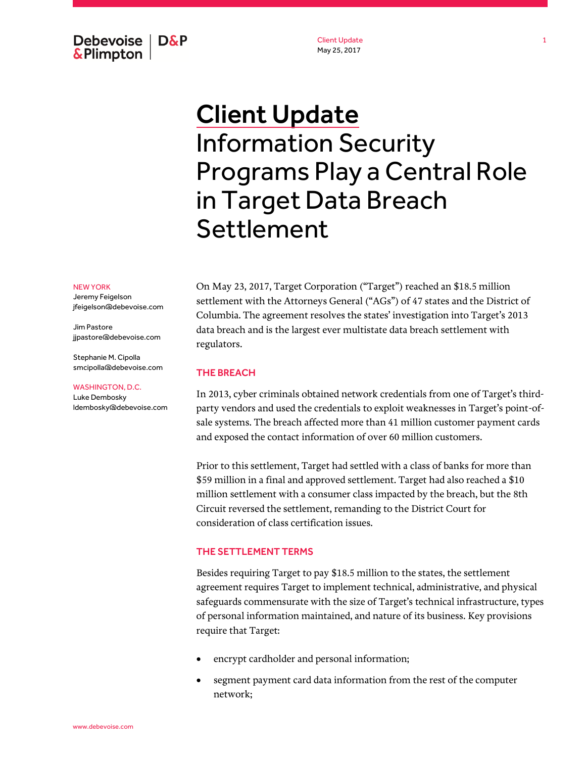Debevoise & Plimpton | D&P

Client Update
May 25, 2017

# Client Update
# Information Security Programs Play a Central Role in Target Data Breach Settlement

NEW YORK
Jeremy Feigelson
jfeigelson@debevoise.com

Jim Pastore
jjpastore@debevoise.com

Stephanie M. Cipolla
smcipolla@debevoise.com

WASHINGTON, D.C.
Luke Dembosky
ldembosky@debevoise.com

On May 23, 2017, Target Corporation ("Target") reached an $18.5 million settlement with the Attorneys General ("AGs") of 47 states and the District of Columbia. The agreement resolves the states' investigation into Target's 2013 data breach and is the largest ever multistate data breach settlement with regulators.

## THE BREACH

In 2013, cyber criminals obtained network credentials from one of Target's third-party vendors and used the credentials to exploit weaknesses in Target's point-of-sale systems. The breach affected more than 41 million customer payment cards and exposed the contact information of over 60 million customers.

Prior to this settlement, Target had settled with a class of banks for more than $59 million in a final and approved settlement. Target had also reached a $10 million settlement with a consumer class impacted by the breach, but the 8th Circuit reversed the settlement, remanding to the District Court for consideration of class certification issues.

## THE SETTLEMENT TERMS

Besides requiring Target to pay $18.5 million to the states, the settlement agreement requires Target to implement technical, administrative, and physical safeguards commensurate with the size of Target's technical infrastructure, types of personal information maintained, and nature of its business. Key provisions require that Target:

- encrypt cardholder and personal information;
- segment payment card data information from the rest of the computer network;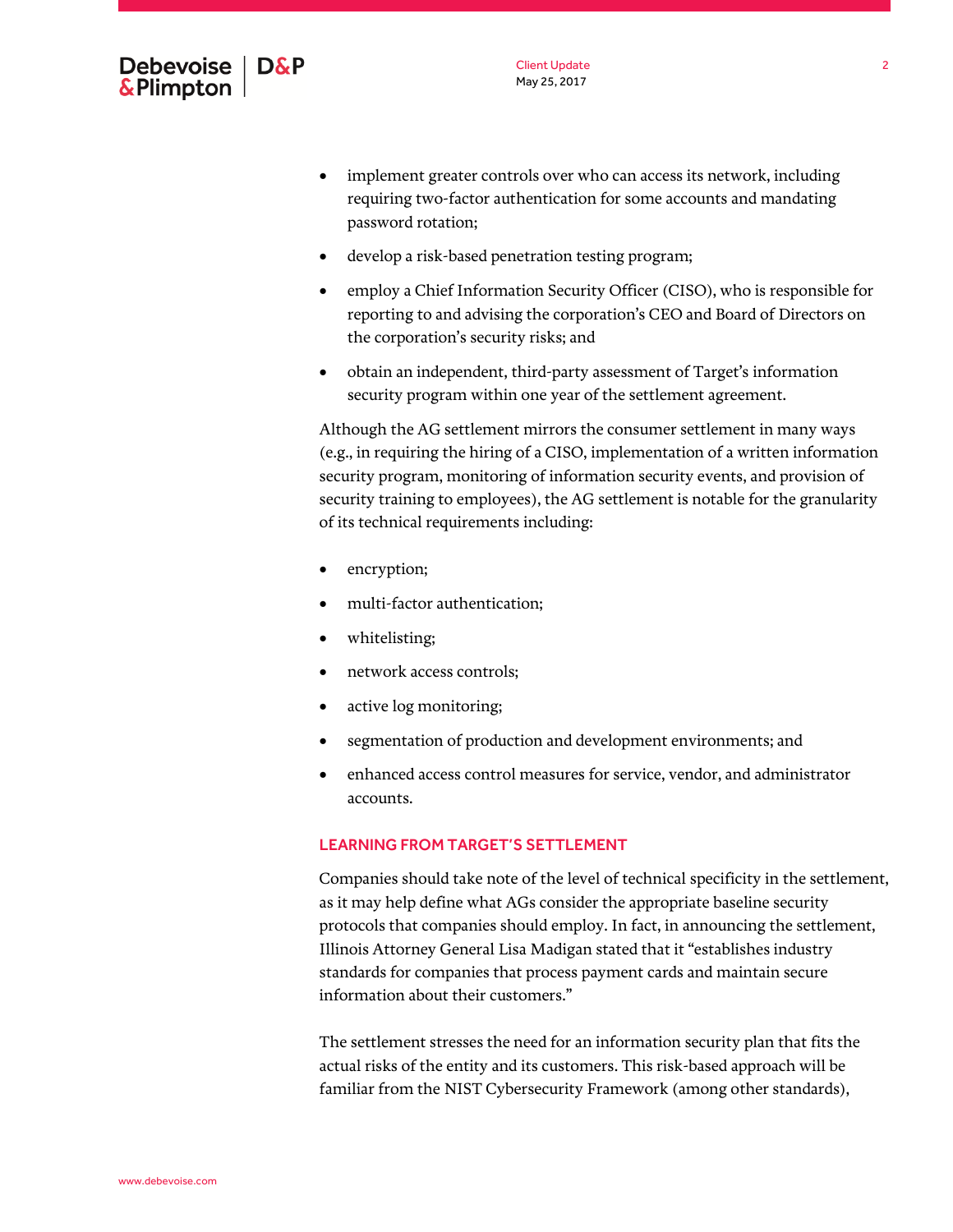- implement greater controls over who can access its network, including requiring two-factor authentication for some accounts and mandating password rotation;
- develop a risk-based penetration testing program;
- employ a Chief Information Security Officer (CISO), who is responsible for reporting to and advising the corporation's CEO and Board of Directors on the corporation's security risks; and
- obtain an independent, third-party assessment of Target's information security program within one year of the settlement agreement.

Although the AG settlement mirrors the consumer settlement in many ways (e.g., in requiring the hiring of a CISO, implementation of a written information security program, monitoring of information security events, and provision of security training to employees), the AG settlement is notable for the granularity of its technical requirements including:

- encryption;
- multi-factor authentication;
- whitelisting;
- network access controls;
- active log monitoring;
- segmentation of production and development environments; and
- enhanced access control measures for service, vendor, and administrator accounts.

## LEARNING FROM TARGET'S SETTLEMENT

Companies should take note of the level of technical specificity in the settlement, as it may help define what AGs consider the appropriate baseline security protocols that companies should employ. In fact, in announcing the settlement, Illinois Attorney General Lisa Madigan stated that it "establishes industry standards for companies that process payment cards and maintain secure information about their customers."

The settlement stresses the need for an information security plan that fits the actual risks of the entity and its customers. This risk-based approach will be familiar from the NIST Cybersecurity Framework (among other standards),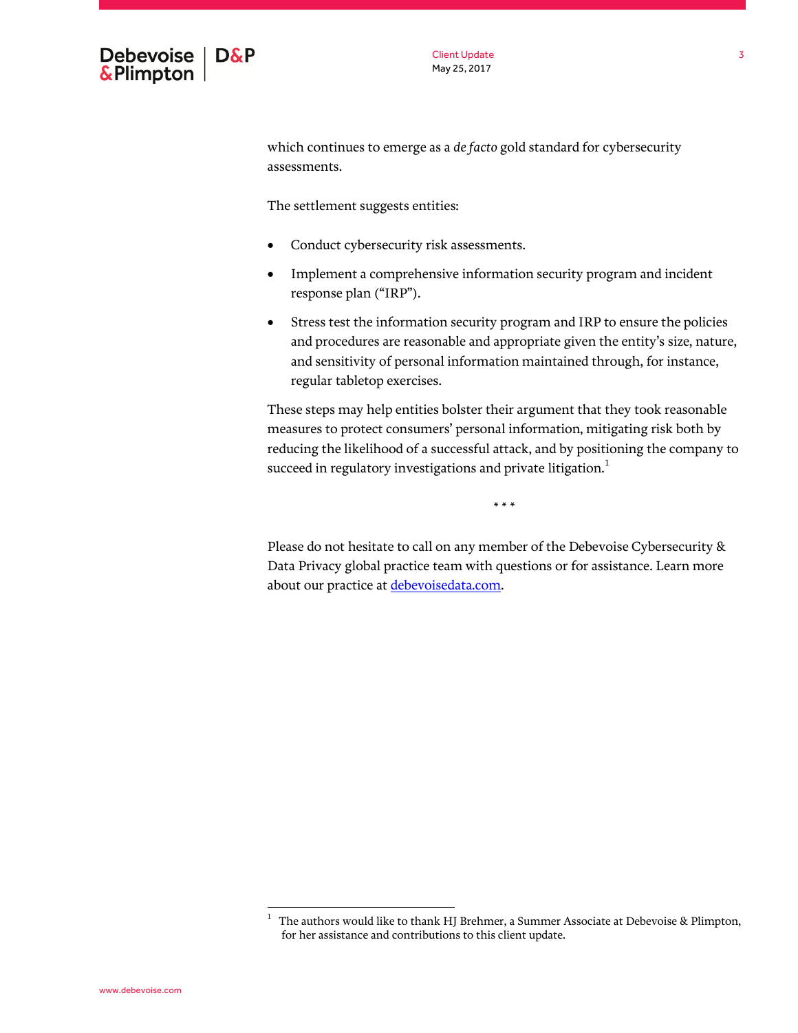which continues to emerge as a *de facto* gold standard for cybersecurity assessments.

The settlement suggests entities:

- Conduct cybersecurity risk assessments.
- Implement a comprehensive information security program and incident response plan ("IRP").
- Stress test the information security program and IRP to ensure the policies and procedures are reasonable and appropriate given the entity's size, nature, and sensitivity of personal information maintained through, for instance, regular tabletop exercises.

These steps may help entities bolster their argument that they took reasonable measures to protect consumers' personal information, mitigating risk both by reducing the likelihood of a successful attack, and by positioning the company to succeed in regulatory investigations and private litigation.[1]

\* \* \*

Please do not hesitate to call on any member of the Debevoise Cybersecurity & Data Privacy global practice team with questions or for assistance. Learn more about our practice at [debevoisedata.com](http://debevoisedata.com).

---

[1] The authors would like to thank HJ Brehmer, a Summer Associate at Debevoise & Plimpton, for her assistance and contributions to this client update.